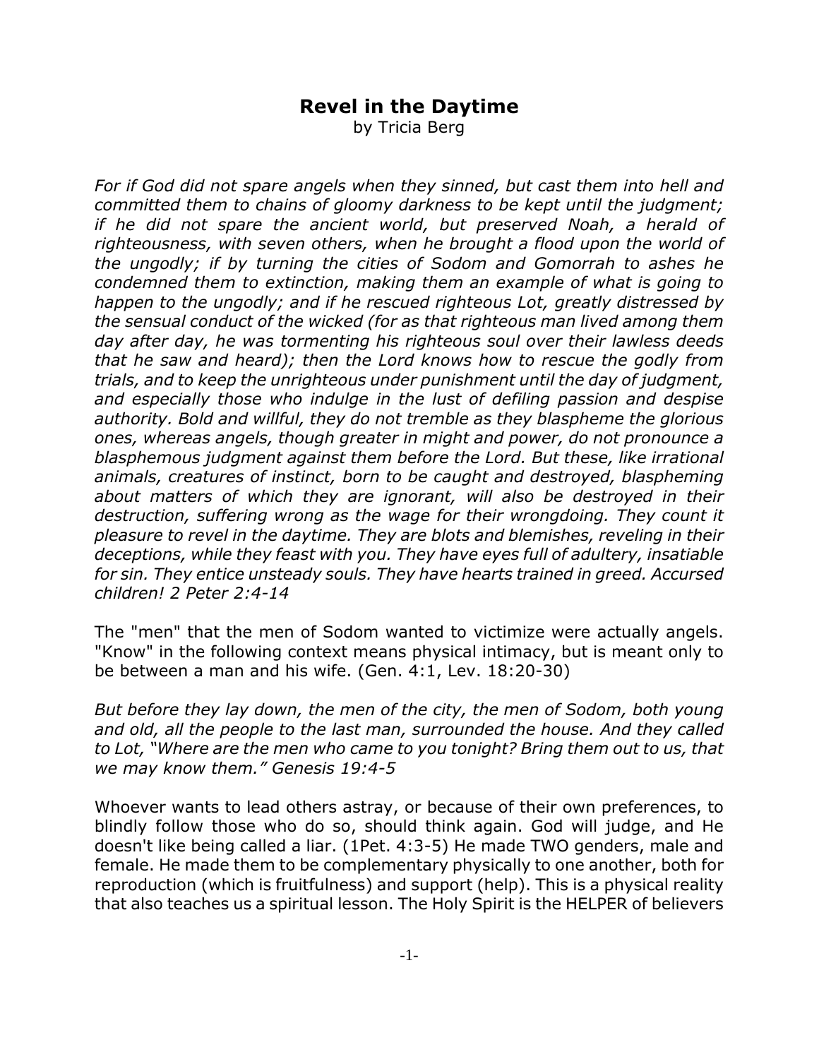# Revel in the Daytime

by Tricia Berg

*For if God did not spare angels when they sinned, but cast them into hell and committed them to chains of gloomy darkness to be kept until the judgment; if he did not spare the ancient world, but preserved Noah, a herald of righteousness, with seven others, when he brought a flood upon the world of the ungodly; if by turning the cities of Sodom and Gomorrah to ashes he condemned them to extinction, making them an example of what is going to happen to the ungodly; and if he rescued righteous Lot, greatly distressed by the sensual conduct of the wicked (for as that righteous man lived among them day after day, he was tormenting his righteous soul over their lawless deeds that he saw and heard); then the Lord knows how to rescue the godly from trials, and to keep the unrighteous under punishment until the day of judgment, and especially those who indulge in the lust of defiling passion and despise authority. Bold and willful, they do not tremble as they blaspheme the glorious ones, whereas angels, though greater in might and power, do not pronounce a blasphemous judgment against them before the Lord. But these, like irrational animals, creatures of instinct, born to be caught and destroyed, blaspheming about matters of which they are ignorant, will also be destroyed in their destruction, suffering wrong as the wage for their wrongdoing. They count it pleasure to revel in the daytime. They are blots and blemishes, reveling in their deceptions, while they feast with you. They have eyes full of adultery, insatiable for sin. They entice unsteady souls. They have hearts trained in greed. Accursed children! 2 Peter 2:4-14*

The "men" that the men of Sodom wanted to victimize were actually angels. "Know" in the following context means physical intimacy, but is meant only to be between a man and his wife. (Gen. 4:1, Lev. 18:20-30)

*But before they lay down, the men of the city, the men of Sodom, both young and old, all the people to the last man, surrounded the house. And they called to Lot, "Where are the men who came to you tonight? Bring them out to us, that we may know them." Genesis 19:4-5*

Whoever wants to lead others astray, or because of their own preferences, to blindly follow those who do so, should think again. God will judge, and He doesn't like being called a liar. (1Pet. 4:3-5) He made TWO genders, male and female. He made them to be complementary physically to one another, both for reproduction (which is fruitfulness) and support (help). This is a physical reality that also teaches us a spiritual lesson. The Holy Spirit is the HELPER of believers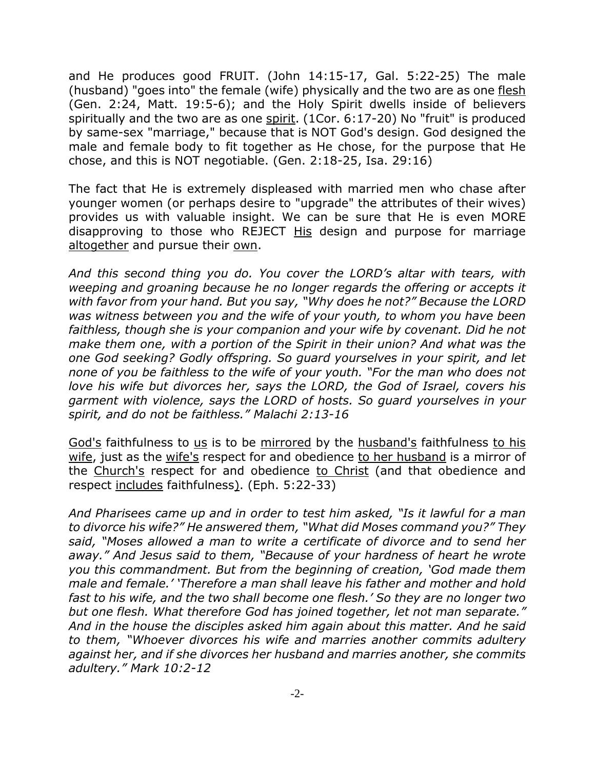and He produces good FRUIT. (John 14:15-17, Gal. 5:22-25) The male (husband) "goes into" the female (wife) physically and the two are as one <u>flesh</u> (Gen. 2:24, Matt. 19:5-6); and the Holy Spirit dwells inside of believers spiritually and the two are as one <u>spirit</u>. (1Cor. 6:17-20) No "fruit" is produced by same-sex "marriage," because that is NOT God's design. God designed the male and female body to fit together as He chose, for the purpose that He chose, and this is NOT negotiable. (Gen. 2:18-25, Isa. 29:16)

The fact that He is extremely displeased with married men who chase after younger women (or perhaps desire to "upgrade" the attributes of their wives) provides us with valuable insight. We can be sure that He is even MORE disapproving to those who REJECT <u>His</u> design and purpose for marriage <u>altogether</u> and pursue their <u>own</u>.

*And this second thing you do. You cover the LORD's altar with tears, with weeping and groaning because he no longer regards the offering or accepts it with favor from your hand. But you say, "Why does he not?" Because the LORD was witness between you and the wife of your youth, to whom you have been faithless, though she is your companion and your wife by covenant. Did he not make them one, with a portion of the Spirit in their union? And what was the one God seeking? Godly offspring. So guard yourselves in your spirit, and let none of you be faithless to the wife of your youth. "For the man who does not love his wife but divorces her, says the LORD, the God of Israel, covers his garment with violence, says the LORD of hosts. So guard yourselves in your spirit, and do not be faithless." Malachi 2:13-16*

<u>God's</u> faithfulness to <u>us</u> is to be <u>mirrored</u> by the <u>husband's</u> faithfulness <u>to his wife</u>, just as the <u>wife's</u> respect for and obedience <u>to her husband</u> is a mirror of the <u>Church's</u> respect for and obedience <u>to Christ</u> (and that obedience and respect <u>includes</u> faithfulness). (Eph. 5:22-33)

*And Pharisees came up and in order to test him asked, "Is it lawful for a man to divorce his wife?" He answered them, "What did Moses command you?" They said, "Moses allowed a man to write a certificate of divorce and to send her away." And Jesus said to them, "Because of your hardness of heart he wrote you this commandment. But from the beginning of creation, 'God made them male and female.' 'Therefore a man shall leave his father and mother and hold fast to his wife, and the two shall become one flesh.' So they are no longer two but one flesh. What therefore God has joined together, let not man separate." And in the house the disciples asked him again about this matter. And he said to them, "Whoever divorces his wife and marries another commits adultery against her, and if she divorces her husband and marries another, she commits adultery." Mark 10:2-12*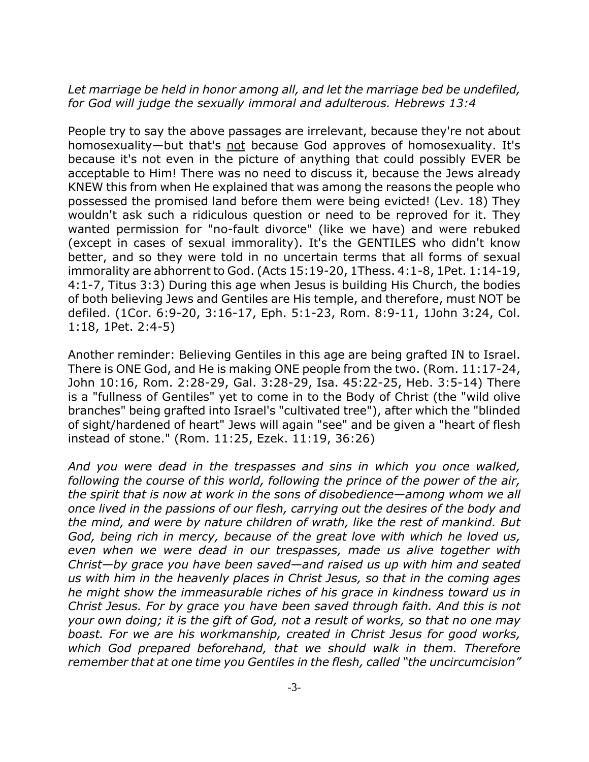*Let marriage be held in honor among all, and let the marriage bed be undefiled, for God will judge the sexually immoral and adulterous. Hebrews 13:4*

People try to say the above passages are irrelevant, because they're not about homosexuality—but that's <u>not</u> because God approves of homosexuality. It's because it's not even in the picture of anything that could possibly EVER be acceptable to Him! There was no need to discuss it, because the Jews already KNEW this from when He explained that was among the reasons the people who possessed the promised land before them were being evicted! (Lev. 18) They wouldn't ask such a ridiculous question or need to be reproved for it. They wanted permission for "no-fault divorce" (like we have) and were rebuked (except in cases of sexual immorality). It's the GENTILES who didn't know better, and so they were told in no uncertain terms that all forms of sexual immorality are abhorrent to God. (Acts 15:19-20, 1Thess. 4:1-8, 1Pet. 1:14-19, 4:1-7, Titus 3:3) During this age when Jesus is building His Church, the bodies of both believing Jews and Gentiles are His temple, and therefore, must NOT be defiled. (1Cor. 6:9-20, 3:16-17, Eph. 5:1-23, Rom. 8:9-11, 1John 3:24, Col. 1:18, 1Pet. 2:4-5)

Another reminder: Believing Gentiles in this age are being grafted IN to Israel. There is ONE God, and He is making ONE people from the two. (Rom. 11:17-24, John 10:16, Rom. 2:28-29, Gal. 3:28-29, Isa. 45:22-25, Heb. 3:5-14) There is a "fullness of Gentiles" yet to come in to the Body of Christ (the "wild olive branches" being grafted into Israel's "cultivated tree"), after which the "blinded of sight/hardened of heart" Jews will again "see" and be given a "heart of flesh instead of stone." (Rom. 11:25, Ezek. 11:19, 36:26)

*And you were dead in the trespasses and sins in which you once walked, following the course of this world, following the prince of the power of the air, the spirit that is now at work in the sons of disobedience—among whom we all once lived in the passions of our flesh, carrying out the desires of the body and the mind, and were by nature children of wrath, like the rest of mankind. But God, being rich in mercy, because of the great love with which he loved us, even when we were dead in our trespasses, made us alive together with Christ—by grace you have been saved—and raised us up with him and seated us with him in the heavenly places in Christ Jesus, so that in the coming ages he might show the immeasurable riches of his grace in kindness toward us in Christ Jesus. For by grace you have been saved through faith. And this is not your own doing; it is the gift of God, not a result of works, so that no one may boast. For we are his workmanship, created in Christ Jesus for good works, which God prepared beforehand, that we should walk in them. Therefore remember that at one time you Gentiles in the flesh, called "the uncircumcision"*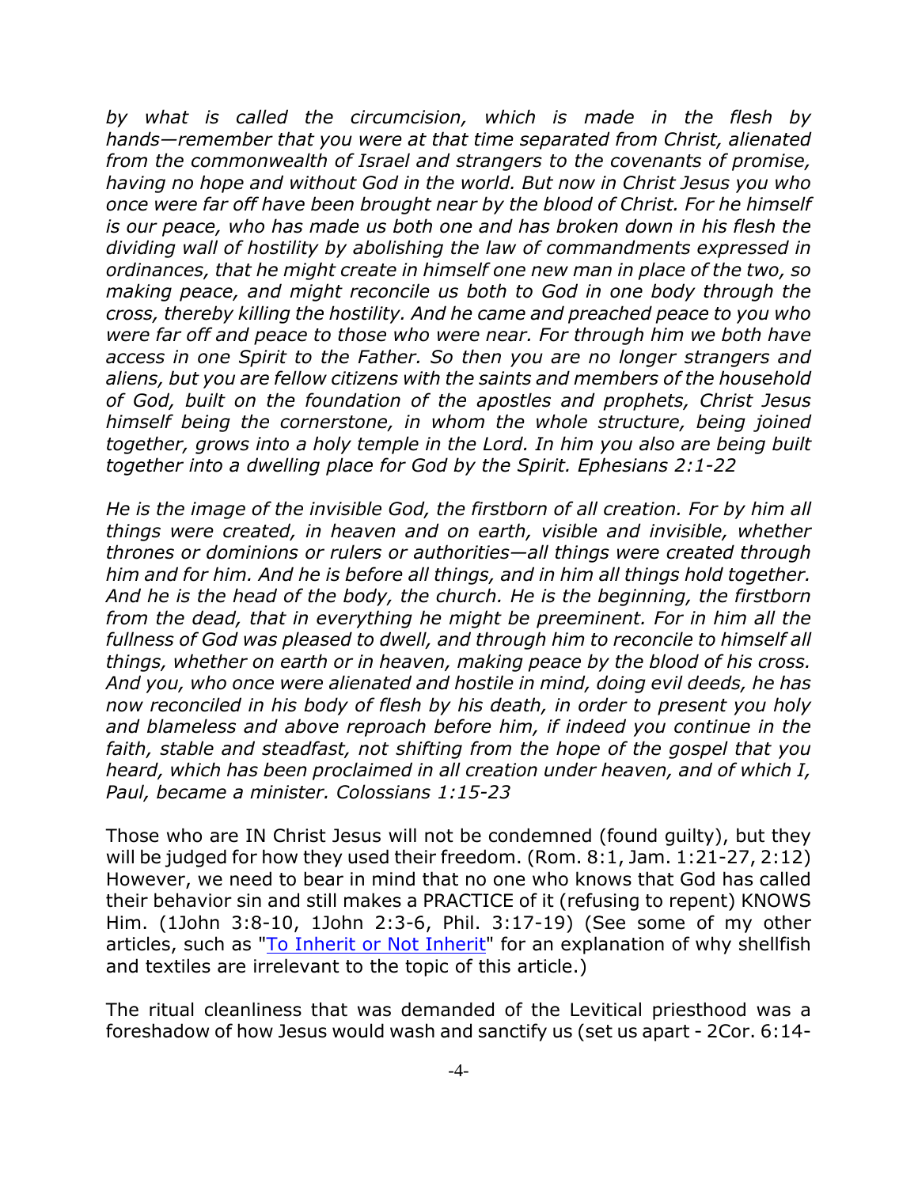*by what is called the circumcision, which is made in the flesh by hands—remember that you were at that time separated from Christ, alienated from the commonwealth of Israel and strangers to the covenants of promise, having no hope and without God in the world. But now in Christ Jesus you who once were far off have been brought near by the blood of Christ. For he himself is our peace, who has made us both one and has broken down in his flesh the dividing wall of hostility by abolishing the law of commandments expressed in ordinances, that he might create in himself one new man in place of the two, so making peace, and might reconcile us both to God in one body through the cross, thereby killing the hostility. And he came and preached peace to you who were far off and peace to those who were near. For through him we both have access in one Spirit to the Father. So then you are no longer strangers and aliens, but you are fellow citizens with the saints and members of the household of God, built on the foundation of the apostles and prophets, Christ Jesus himself being the cornerstone, in whom the whole structure, being joined together, grows into a holy temple in the Lord. In him you also are being built together into a dwelling place for God by the Spirit. Ephesians 2:1-22*

*He is the image of the invisible God, the firstborn of all creation. For by him all things were created, in heaven and on earth, visible and invisible, whether thrones or dominions or rulers or authorities—all things were created through him and for him. And he is before all things, and in him all things hold together. And he is the head of the body, the church. He is the beginning, the firstborn from the dead, that in everything he might be preeminent. For in him all the fullness of God was pleased to dwell, and through him to reconcile to himself all things, whether on earth or in heaven, making peace by the blood of his cross. And you, who once were alienated and hostile in mind, doing evil deeds, he has now reconciled in his body of flesh by his death, in order to present you holy and blameless and above reproach before him, if indeed you continue in the faith, stable and steadfast, not shifting from the hope of the gospel that you heard, which has been proclaimed in all creation under heaven, and of which I, Paul, became a minister. Colossians 1:15-23*

Those who are IN Christ Jesus will not be condemned (found guilty), but they will be judged for how they used their freedom. (Rom. 8:1, Jam. 1:21-27, 2:12) However, we need to bear in mind that no one who knows that God has called their behavior sin and still makes a PRACTICE of it (refusing to repent) KNOWS Him. (1John 3:8-10, 1John 2:3-6, Phil. 3:17-19) (See some of my other articles, such as "To Inherit or Not Inherit" for an explanation of why shellfish and textiles are irrelevant to the topic of this article.)

The ritual cleanliness that was demanded of the Levitical priesthood was a foreshadow of how Jesus would wash and sanctify us (set us apart - 2Cor. 6:14-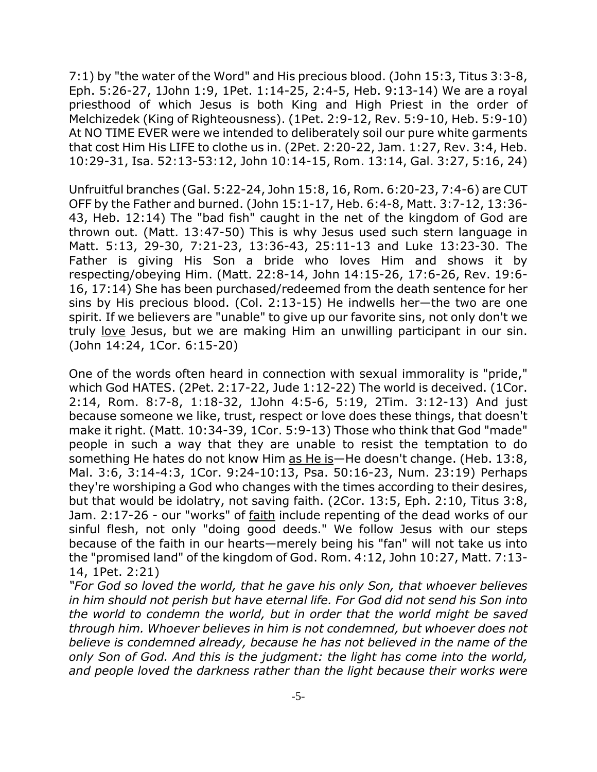7:1) by "the water of the Word" and His precious blood. (John 15:3, Titus 3:3-8, Eph. 5:26-27, 1John 1:9, 1Pet. 1:14-25, 2:4-5, Heb. 9:13-14) We are a royal priesthood of which Jesus is both King and High Priest in the order of Melchizedek (King of Righteousness). (1Pet. 2:9-12, Rev. 5:9-10, Heb. 5:9-10) At NO TIME EVER were we intended to deliberately soil our pure white garments that cost Him His LIFE to clothe us in. (2Pet. 2:20-22, Jam. 1:27, Rev. 3:4, Heb. 10:29-31, Isa. 52:13-53:12, John 10:14-15, Rom. 13:14, Gal. 3:27, 5:16, 24)

Unfruitful branches (Gal. 5:22-24, John 15:8, 16, Rom. 6:20-23, 7:4-6) are CUT OFF by the Father and burned. (John 15:1-17, Heb. 6:4-8, Matt. 3:7-12, 13:36-43, Heb. 12:14) The "bad fish" caught in the net of the kingdom of God are thrown out. (Matt. 13:47-50) This is why Jesus used such stern language in Matt. 5:13, 29-30, 7:21-23, 13:36-43, 25:11-13 and Luke 13:23-30. The Father is giving His Son a bride who loves Him and shows it by respecting/obeying Him. (Matt. 22:8-14, John 14:15-26, 17:6-26, Rev. 19:6-16, 17:14) She has been purchased/redeemed from the death sentence for her sins by His precious blood. (Col. 2:13-15) He indwells her—the two are one spirit. If we believers are "unable" to give up our favorite sins, not only don't we truly <u>love</u> Jesus, but we are making Him an unwilling participant in our sin. (John 14:24, 1Cor. 6:15-20)

One of the words often heard in connection with sexual immorality is "pride," which God HATES. (2Pet. 2:17-22, Jude 1:12-22) The world is deceived. (1Cor. 2:14, Rom. 8:7-8, 1:18-32, 1John 4:5-6, 5:19, 2Tim. 3:12-13) And just because someone we like, trust, respect or love does these things, that doesn't make it right. (Matt. 10:34-39, 1Cor. 5:9-13) Those who think that God "made" people in such a way that they are unable to resist the temptation to do something He hates do not know Him <u>as He is</u>—He doesn't change. (Heb. 13:8, Mal. 3:6, 3:14-4:3, 1Cor. 9:24-10:13, Psa. 50:16-23, Num. 23:19) Perhaps they're worshiping a God who changes with the times according to their desires, but that would be idolatry, not saving faith. (2Cor. 13:5, Eph. 2:10, Titus 3:8, Jam. 2:17-26 - our "works" of <u>faith</u> include repenting of the dead works of our sinful flesh, not only "doing good deeds." We <u>follow</u> Jesus with our steps because of the faith in our hearts—merely being his "fan" will not take us into the "promised land" of the kingdom of God. Rom. 4:12, John 10:27, Matt. 7:13-14, 1Pet. 2:21)

*"For God so loved the world, that he gave his only Son, that whoever believes in him should not perish but have eternal life. For God did not send his Son into the world to condemn the world, but in order that the world might be saved through him. Whoever believes in him is not condemned, but whoever does not believe is condemned already, because he has not believed in the name of the only Son of God. And this is the judgment: the light has come into the world, and people loved the darkness rather than the light because their works were*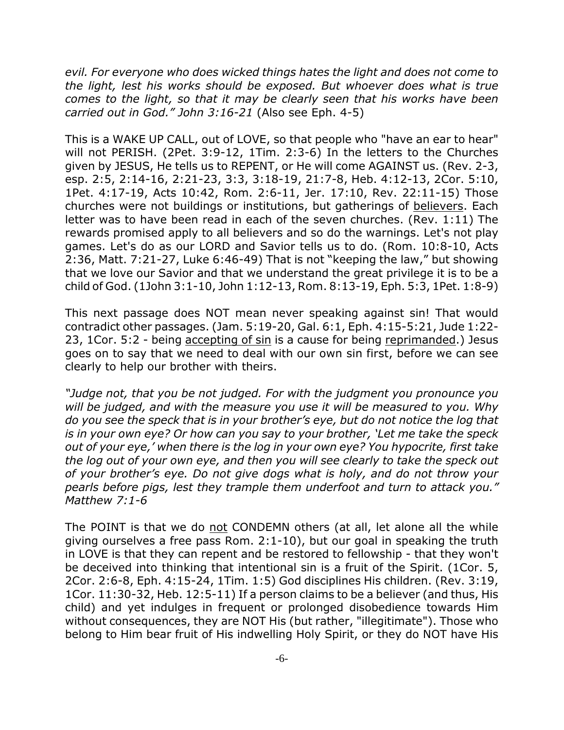*evil. For everyone who does wicked things hates the light and does not come to the light, lest his works should be exposed. But whoever does what is true comes to the light, so that it may be clearly seen that his works have been carried out in God." John 3:16-21* (Also see Eph. 4-5)

This is a WAKE UP CALL, out of LOVE, so that people who "have an ear to hear" will not PERISH. (2Pet. 3:9-12, 1Tim. 2:3-6) In the letters to the Churches given by JESUS, He tells us to REPENT, or He will come AGAINST us. (Rev. 2-3, esp. 2:5, 2:14-16, 2:21-23, 3:3, 3:18-19, 21:7-8, Heb. 4:12-13, 2Cor. 5:10, 1Pet. 4:17-19, Acts 10:42, Rom. 2:6-11, Jer. 17:10, Rev. 22:11-15) Those churches were not buildings or institutions, but gatherings of <u>believers</u>. Each letter was to have been read in each of the seven churches. (Rev. 1:11) The rewards promised apply to all believers and so do the warnings. Let's not play games. Let's do as our LORD and Savior tells us to do. (Rom. 10:8-10, Acts 2:36, Matt. 7:21-27, Luke 6:46-49) That is not "keeping the law," but showing that we love our Savior and that we understand the great privilege it is to be a child of God. (1John 3:1-10, John 1:12-13, Rom. 8:13-19, Eph. 5:3, 1Pet. 1:8-9)

This next passage does NOT mean never speaking against sin! That would contradict other passages. (Jam. 5:19-20, Gal. 6:1, Eph. 4:15-5:21, Jude 1:22-23, 1Cor. 5:2 - being <u>accepting of sin</u> is a cause for being <u>reprimanded</u>.) Jesus goes on to say that we need to deal with our own sin first, before we can see clearly to help our brother with theirs.

*"Judge not, that you be not judged. For with the judgment you pronounce you will be judged, and with the measure you use it will be measured to you. Why do you see the speck that is in your brother's eye, but do not notice the log that is in your own eye? Or how can you say to your brother, 'Let me take the speck out of your eye,' when there is the log in your own eye? You hypocrite, first take the log out of your own eye, and then you will see clearly to take the speck out of your brother's eye. Do not give dogs what is holy, and do not throw your pearls before pigs, lest they trample them underfoot and turn to attack you." Matthew 7:1-6*

The POINT is that we do <u>not</u> CONDEMN others (at all, let alone all the while giving ourselves a free pass Rom. 2:1-10), but our goal in speaking the truth in LOVE is that they can repent and be restored to fellowship - that they won't be deceived into thinking that intentional sin is a fruit of the Spirit. (1Cor. 5, 2Cor. 2:6-8, Eph. 4:15-24, 1Tim. 1:5) God disciplines His children. (Rev. 3:19, 1Cor. 11:30-32, Heb. 12:5-11) If a person claims to be a believer (and thus, His child) and yet indulges in frequent or prolonged disobedience towards Him without consequences, they are NOT His (but rather, "illegitimate"). Those who belong to Him bear fruit of His indwelling Holy Spirit, or they do NOT have His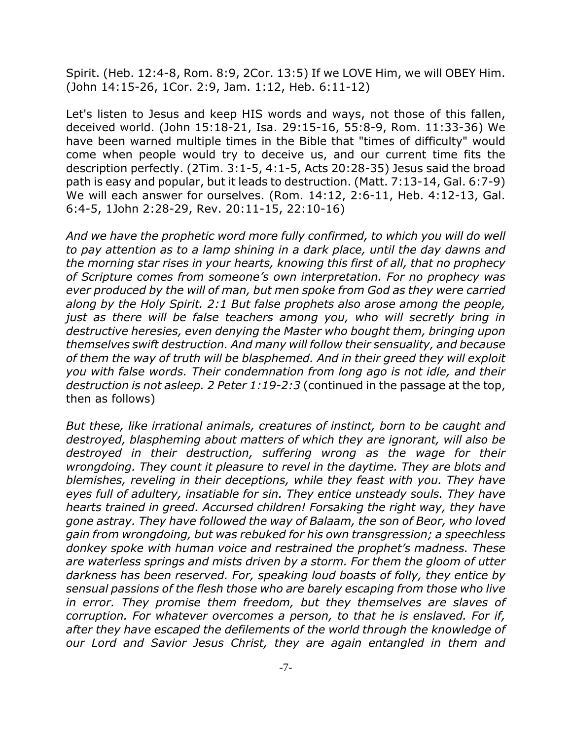Spirit. (Heb. 12:4-8, Rom. 8:9, 2Cor. 13:5) If we LOVE Him, we will OBEY Him. (John 14:15-26, 1Cor. 2:9, Jam. 1:12, Heb. 6:11-12)

Let's listen to Jesus and keep HIS words and ways, not those of this fallen, deceived world. (John 15:18-21, Isa. 29:15-16, 55:8-9, Rom. 11:33-36) We have been warned multiple times in the Bible that "times of difficulty" would come when people would try to deceive us, and our current time fits the description perfectly. (2Tim. 3:1-5, 4:1-5, Acts 20:28-35) Jesus said the broad path is easy and popular, but it leads to destruction. (Matt. 7:13-14, Gal. 6:7-9) We will each answer for ourselves. (Rom. 14:12, 2:6-11, Heb. 4:12-13, Gal. 6:4-5, 1John 2:28-29, Rev. 20:11-15, 22:10-16)

*And we have the prophetic word more fully confirmed, to which you will do well to pay attention as to a lamp shining in a dark place, until the day dawns and the morning star rises in your hearts, knowing this first of all, that no prophecy of Scripture comes from someone's own interpretation. For no prophecy was ever produced by the will of man, but men spoke from God as they were carried along by the Holy Spirit. 2:1 But false prophets also arose among the people, just as there will be false teachers among you, who will secretly bring in destructive heresies, even denying the Master who bought them, bringing upon themselves swift destruction. And many will follow their sensuality, and because of them the way of truth will be blasphemed. And in their greed they will exploit you with false words. Their condemnation from long ago is not idle, and their destruction is not asleep. 2 Peter 1:19-2:3* (continued in the passage at the top, then as follows)

*But these, like irrational animals, creatures of instinct, born to be caught and destroyed, blaspheming about matters of which they are ignorant, will also be destroyed in their destruction, suffering wrong as the wage for their wrongdoing. They count it pleasure to revel in the daytime. They are blots and blemishes, reveling in their deceptions, while they feast with you. They have eyes full of adultery, insatiable for sin. They entice unsteady souls. They have hearts trained in greed. Accursed children! Forsaking the right way, they have gone astray. They have followed the way of Balaam, the son of Beor, who loved gain from wrongdoing, but was rebuked for his own transgression; a speechless donkey spoke with human voice and restrained the prophet's madness. These are waterless springs and mists driven by a storm. For them the gloom of utter darkness has been reserved. For, speaking loud boasts of folly, they entice by sensual passions of the flesh those who are barely escaping from those who live in error. They promise them freedom, but they themselves are slaves of corruption. For whatever overcomes a person, to that he is enslaved. For if, after they have escaped the defilements of the world through the knowledge of our Lord and Savior Jesus Christ, they are again entangled in them and*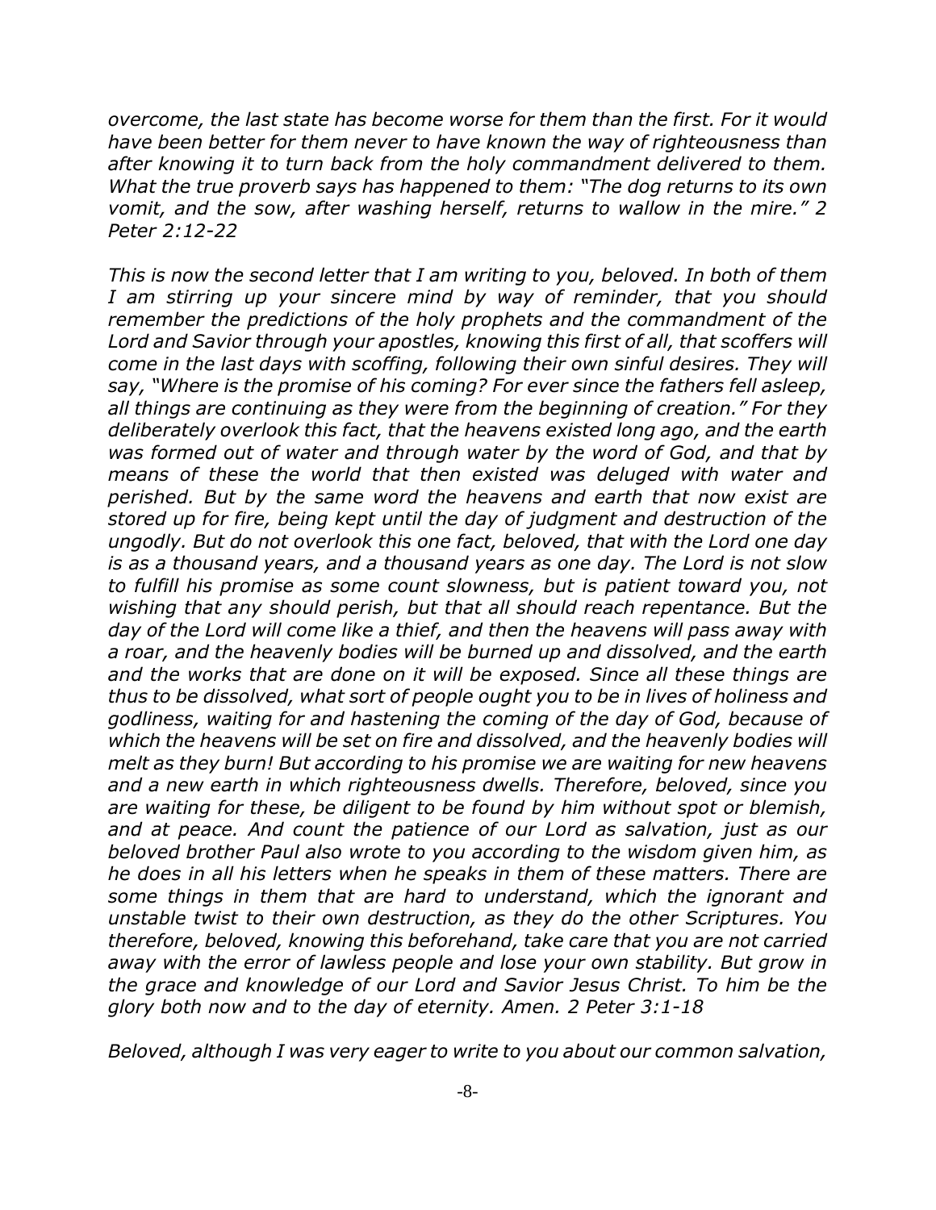*overcome, the last state has become worse for them than the first. For it would have been better for them never to have known the way of righteousness than after knowing it to turn back from the holy commandment delivered to them. What the true proverb says has happened to them: "The dog returns to its own vomit, and the sow, after washing herself, returns to wallow in the mire." 2 Peter 2:12-22*

*This is now the second letter that I am writing to you, beloved. In both of them I am stirring up your sincere mind by way of reminder, that you should remember the predictions of the holy prophets and the commandment of the Lord and Savior through your apostles, knowing this first of all, that scoffers will come in the last days with scoffing, following their own sinful desires. They will say, "Where is the promise of his coming? For ever since the fathers fell asleep, all things are continuing as they were from the beginning of creation." For they deliberately overlook this fact, that the heavens existed long ago, and the earth was formed out of water and through water by the word of God, and that by means of these the world that then existed was deluged with water and perished. But by the same word the heavens and earth that now exist are stored up for fire, being kept until the day of judgment and destruction of the ungodly. But do not overlook this one fact, beloved, that with the Lord one day is as a thousand years, and a thousand years as one day. The Lord is not slow to fulfill his promise as some count slowness, but is patient toward you, not wishing that any should perish, but that all should reach repentance. But the day of the Lord will come like a thief, and then the heavens will pass away with a roar, and the heavenly bodies will be burned up and dissolved, and the earth and the works that are done on it will be exposed. Since all these things are thus to be dissolved, what sort of people ought you to be in lives of holiness and godliness, waiting for and hastening the coming of the day of God, because of which the heavens will be set on fire and dissolved, and the heavenly bodies will melt as they burn! But according to his promise we are waiting for new heavens and a new earth in which righteousness dwells. Therefore, beloved, since you are waiting for these, be diligent to be found by him without spot or blemish, and at peace. And count the patience of our Lord as salvation, just as our beloved brother Paul also wrote to you according to the wisdom given him, as he does in all his letters when he speaks in them of these matters. There are some things in them that are hard to understand, which the ignorant and unstable twist to their own destruction, as they do the other Scriptures. You therefore, beloved, knowing this beforehand, take care that you are not carried away with the error of lawless people and lose your own stability. But grow in the grace and knowledge of our Lord and Savior Jesus Christ. To him be the glory both now and to the day of eternity. Amen. 2 Peter 3:1-18*

*Beloved, although I was very eager to write to you about our common salvation,*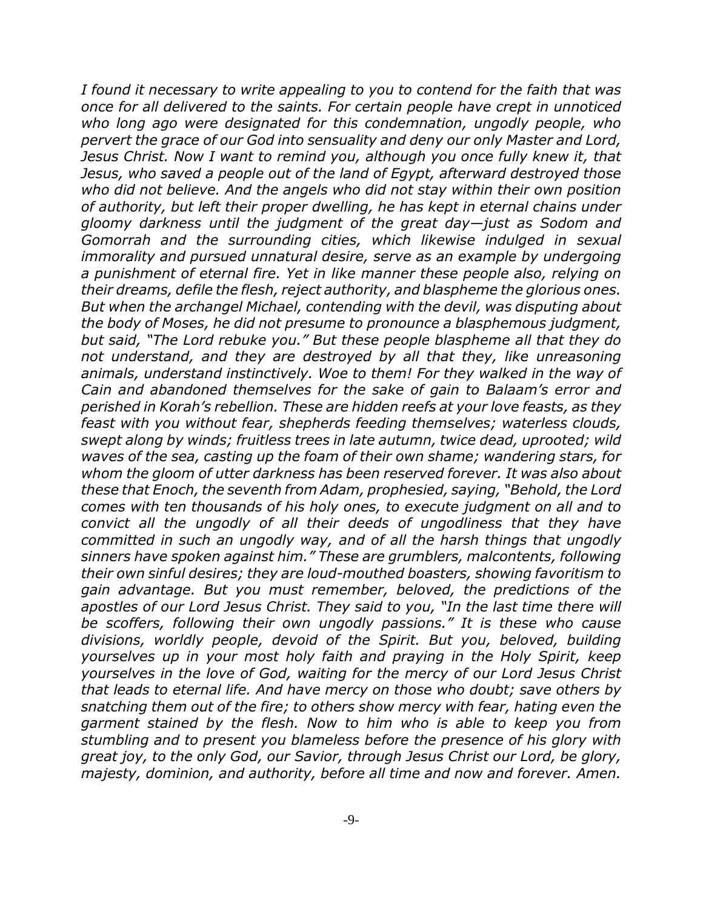*I found it necessary to write appealing to you to contend for the faith that was once for all delivered to the saints. For certain people have crept in unnoticed who long ago were designated for this condemnation, ungodly people, who pervert the grace of our God into sensuality and deny our only Master and Lord, Jesus Christ. Now I want to remind you, although you once fully knew it, that Jesus, who saved a people out of the land of Egypt, afterward destroyed those who did not believe. And the angels who did not stay within their own position of authority, but left their proper dwelling, he has kept in eternal chains under gloomy darkness until the judgment of the great day—just as Sodom and Gomorrah and the surrounding cities, which likewise indulged in sexual immorality and pursued unnatural desire, serve as an example by undergoing a punishment of eternal fire. Yet in like manner these people also, relying on their dreams, defile the flesh, reject authority, and blaspheme the glorious ones. But when the archangel Michael, contending with the devil, was disputing about the body of Moses, he did not presume to pronounce a blasphemous judgment, but said, "The Lord rebuke you." But these people blaspheme all that they do not understand, and they are destroyed by all that they, like unreasoning animals, understand instinctively. Woe to them! For they walked in the way of Cain and abandoned themselves for the sake of gain to Balaam's error and perished in Korah's rebellion. These are hidden reefs at your love feasts, as they feast with you without fear, shepherds feeding themselves; waterless clouds, swept along by winds; fruitless trees in late autumn, twice dead, uprooted; wild waves of the sea, casting up the foam of their own shame; wandering stars, for whom the gloom of utter darkness has been reserved forever. It was also about these that Enoch, the seventh from Adam, prophesied, saying, "Behold, the Lord comes with ten thousands of his holy ones, to execute judgment on all and to convict all the ungodly of all their deeds of ungodliness that they have committed in such an ungodly way, and of all the harsh things that ungodly sinners have spoken against him." These are grumblers, malcontents, following their own sinful desires; they are loud-mouthed boasters, showing favoritism to gain advantage. But you must remember, beloved, the predictions of the apostles of our Lord Jesus Christ. They said to you, "In the last time there will be scoffers, following their own ungodly passions." It is these who cause divisions, worldly people, devoid of the Spirit. But you, beloved, building yourselves up in your most holy faith and praying in the Holy Spirit, keep yourselves in the love of God, waiting for the mercy of our Lord Jesus Christ that leads to eternal life. And have mercy on those who doubt; save others by snatching them out of the fire; to others show mercy with fear, hating even the garment stained by the flesh. Now to him who is able to keep you from stumbling and to present you blameless before the presence of his glory with great joy, to the only God, our Savior, through Jesus Christ our Lord, be glory, majesty, dominion, and authority, before all time and now and forever. Amen.*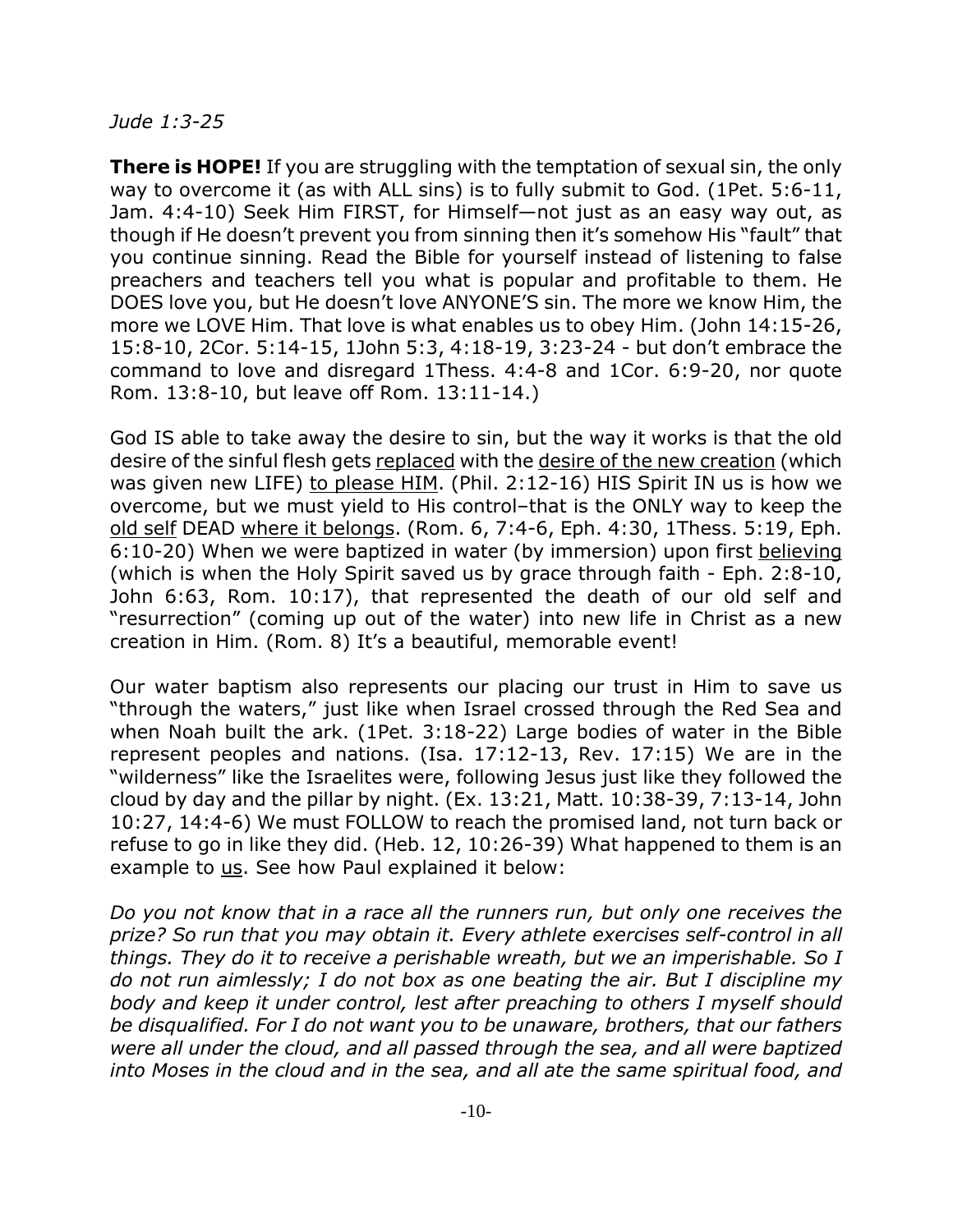*Jude 1:3-25*

**There is HOPE!** If you are struggling with the temptation of sexual sin, the only way to overcome it (as with ALL sins) is to fully submit to God. (1Pet. 5:6-11, Jam. 4:4-10) Seek Him FIRST, for Himself—not just as an easy way out, as though if He doesn't prevent you from sinning then it's somehow His "fault" that you continue sinning. Read the Bible for yourself instead of listening to false preachers and teachers tell you what is popular and profitable to them. He DOES love you, but He doesn't love ANYONE'S sin. The more we know Him, the more we LOVE Him. That love is what enables us to obey Him. (John 14:15-26, 15:8-10, 2Cor. 5:14-15, 1John 5:3, 4:18-19, 3:23-24 - but don't embrace the command to love and disregard 1Thess. 4:4-8 and 1Cor. 6:9-20, nor quote Rom. 13:8-10, but leave off Rom. 13:11-14.)

God IS able to take away the desire to sin, but the way it works is that the old desire of the sinful flesh gets replaced with the desire of the new creation (which was given new LIFE) to please HIM. (Phil. 2:12-16) HIS Spirit IN us is how we overcome, but we must yield to His control–that is the ONLY way to keep the old self DEAD where it belongs. (Rom. 6, 7:4-6, Eph. 4:30, 1Thess. 5:19, Eph. 6:10-20) When we were baptized in water (by immersion) upon first believing (which is when the Holy Spirit saved us by grace through faith - Eph. 2:8-10, John 6:63, Rom. 10:17), that represented the death of our old self and "resurrection" (coming up out of the water) into new life in Christ as a new creation in Him. (Rom. 8) It's a beautiful, memorable event!

Our water baptism also represents our placing our trust in Him to save us "through the waters," just like when Israel crossed through the Red Sea and when Noah built the ark. (1Pet. 3:18-22) Large bodies of water in the Bible represent peoples and nations. (Isa. 17:12-13, Rev. 17:15) We are in the "wilderness" like the Israelites were, following Jesus just like they followed the cloud by day and the pillar by night. (Ex. 13:21, Matt. 10:38-39, 7:13-14, John 10:27, 14:4-6) We must FOLLOW to reach the promised land, not turn back or refuse to go in like they did. (Heb. 12, 10:26-39) What happened to them is an example to us. See how Paul explained it below:

*Do you not know that in a race all the runners run, but only one receives the prize? So run that you may obtain it. Every athlete exercises self-control in all things. They do it to receive a perishable wreath, but we an imperishable. So I do not run aimlessly; I do not box as one beating the air. But I discipline my body and keep it under control, lest after preaching to others I myself should be disqualified. For I do not want you to be unaware, brothers, that our fathers were all under the cloud, and all passed through the sea, and all were baptized into Moses in the cloud and in the sea, and all ate the same spiritual food, and*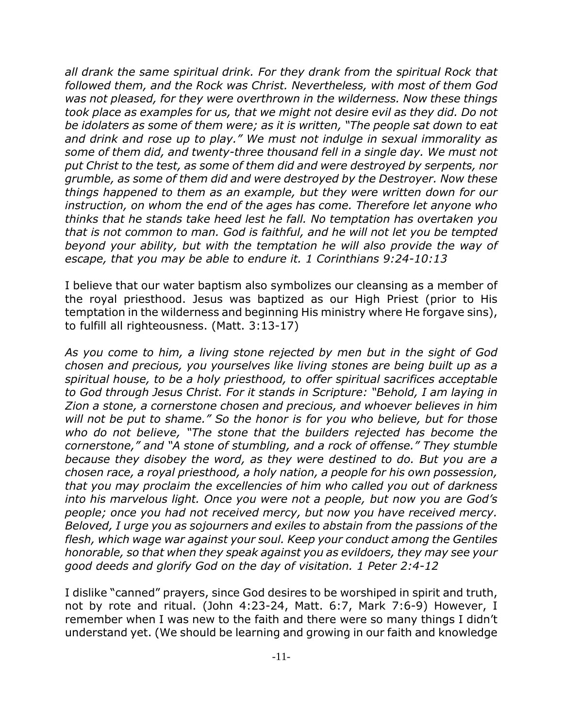*all drank the same spiritual drink. For they drank from the spiritual Rock that followed them, and the Rock was Christ. Nevertheless, with most of them God was not pleased, for they were overthrown in the wilderness. Now these things took place as examples for us, that we might not desire evil as they did. Do not be idolaters as some of them were; as it is written, "The people sat down to eat and drink and rose up to play." We must not indulge in sexual immorality as some of them did, and twenty-three thousand fell in a single day. We must not put Christ to the test, as some of them did and were destroyed by serpents, nor grumble, as some of them did and were destroyed by the Destroyer. Now these things happened to them as an example, but they were written down for our instruction, on whom the end of the ages has come. Therefore let anyone who thinks that he stands take heed lest he fall. No temptation has overtaken you that is not common to man. God is faithful, and he will not let you be tempted beyond your ability, but with the temptation he will also provide the way of escape, that you may be able to endure it. 1 Corinthians 9:24-10:13*

I believe that our water baptism also symbolizes our cleansing as a member of the royal priesthood. Jesus was baptized as our High Priest (prior to His temptation in the wilderness and beginning His ministry where He forgave sins), to fulfill all righteousness. (Matt. 3:13-17)

*As you come to him, a living stone rejected by men but in the sight of God chosen and precious, you yourselves like living stones are being built up as a spiritual house, to be a holy priesthood, to offer spiritual sacrifices acceptable to God through Jesus Christ. For it stands in Scripture: "Behold, I am laying in Zion a stone, a cornerstone chosen and precious, and whoever believes in him will not be put to shame." So the honor is for you who believe, but for those who do not believe, "The stone that the builders rejected has become the cornerstone," and "A stone of stumbling, and a rock of offense." They stumble because they disobey the word, as they were destined to do. But you are a chosen race, a royal priesthood, a holy nation, a people for his own possession, that you may proclaim the excellencies of him who called you out of darkness into his marvelous light. Once you were not a people, but now you are God's people; once you had not received mercy, but now you have received mercy. Beloved, I urge you as sojourners and exiles to abstain from the passions of the flesh, which wage war against your soul. Keep your conduct among the Gentiles honorable, so that when they speak against you as evildoers, they may see your good deeds and glorify God on the day of visitation. 1 Peter 2:4-12*

I dislike "canned" prayers, since God desires to be worshiped in spirit and truth, not by rote and ritual. (John 4:23-24, Matt. 6:7, Mark 7:6-9) However, I remember when I was new to the faith and there were so many things I didn't understand yet. (We should be learning and growing in our faith and knowledge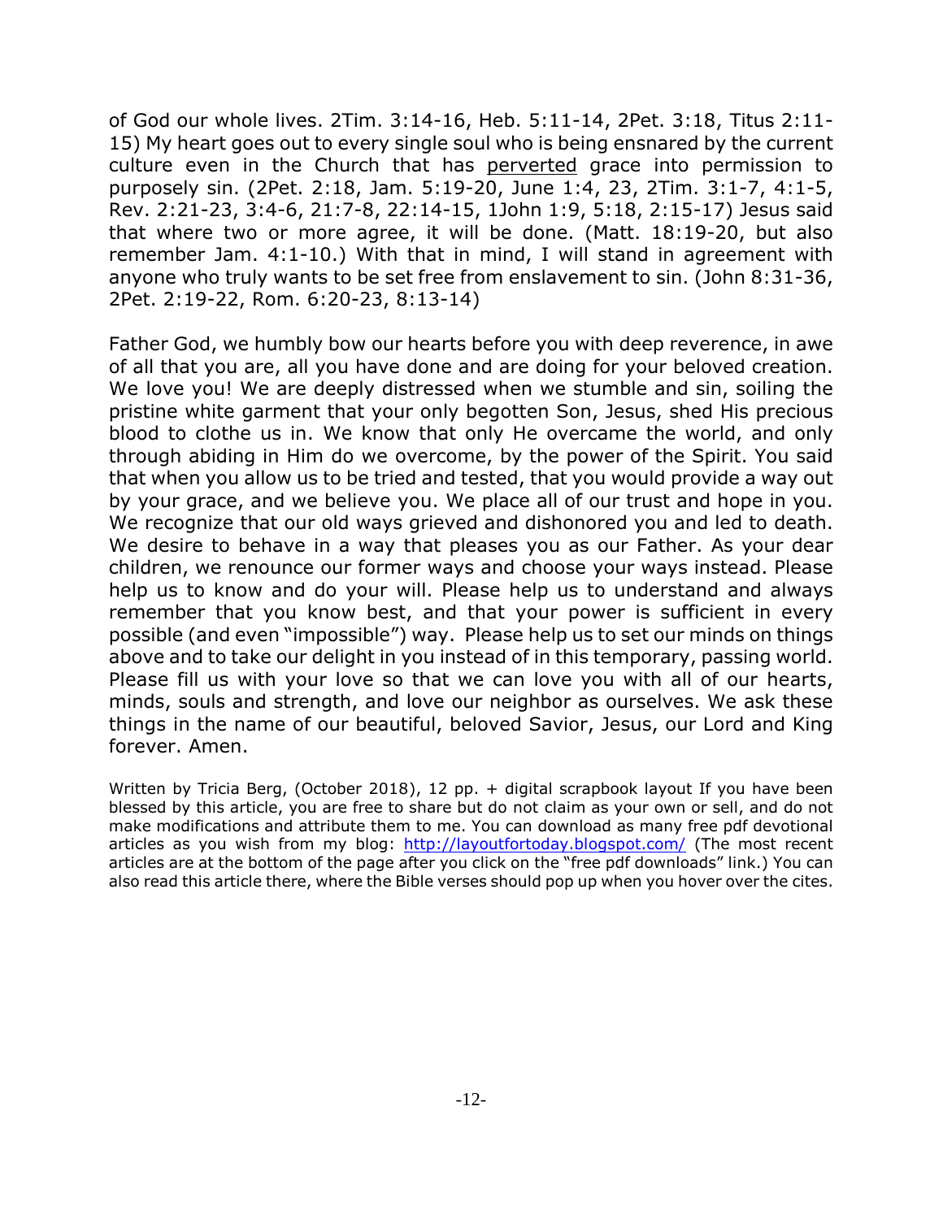of God our whole lives. 2Tim. 3:14-16, Heb. 5:11-14, 2Pet. 3:18, Titus 2:11-15) My heart goes out to every single soul who is being ensnared by the current culture even in the Church that has <u>perverted</u> grace into permission to purposely sin. (2Pet. 2:18, Jam. 5:19-20, June 1:4, 23, 2Tim. 3:1-7, 4:1-5, Rev. 2:21-23, 3:4-6, 21:7-8, 22:14-15, 1John 1:9, 5:18, 2:15-17) Jesus said that where two or more agree, it will be done. (Matt. 18:19-20, but also remember Jam. 4:1-10.) With that in mind, I will stand in agreement with anyone who truly wants to be set free from enslavement to sin. (John 8:31-36, 2Pet. 2:19-22, Rom. 6:20-23, 8:13-14)

Father God, we humbly bow our hearts before you with deep reverence, in awe of all that you are, all you have done and are doing for your beloved creation. We love you! We are deeply distressed when we stumble and sin, soiling the pristine white garment that your only begotten Son, Jesus, shed His precious blood to clothe us in. We know that only He overcame the world, and only through abiding in Him do we overcome, by the power of the Spirit. You said that when you allow us to be tried and tested, that you would provide a way out by your grace, and we believe you. We place all of our trust and hope in you. We recognize that our old ways grieved and dishonored you and led to death. We desire to behave in a way that pleases you as our Father. As your dear children, we renounce our former ways and choose your ways instead. Please help us to know and do your will. Please help us to understand and always remember that you know best, and that your power is sufficient in every possible (and even "impossible") way. Please help us to set our minds on things above and to take our delight in you instead of in this temporary, passing world. Please fill us with your love so that we can love you with all of our hearts, minds, souls and strength, and love our neighbor as ourselves. We ask these things in the name of our beautiful, beloved Savior, Jesus, our Lord and King forever. Amen.

Written by Tricia Berg, (October 2018), 12 pp. + digital scrapbook layout If you have been blessed by this article, you are free to share but do not claim as your own or sell, and do not make modifications and attribute them to me. You can download as many free pdf devotional articles as you wish from my blog: http://layoutfortoday.blogspot.com/ (The most recent articles are at the bottom of the page after you click on the "free pdf downloads" link.) You can also read this article there, where the Bible verses should pop up when you hover over the cites.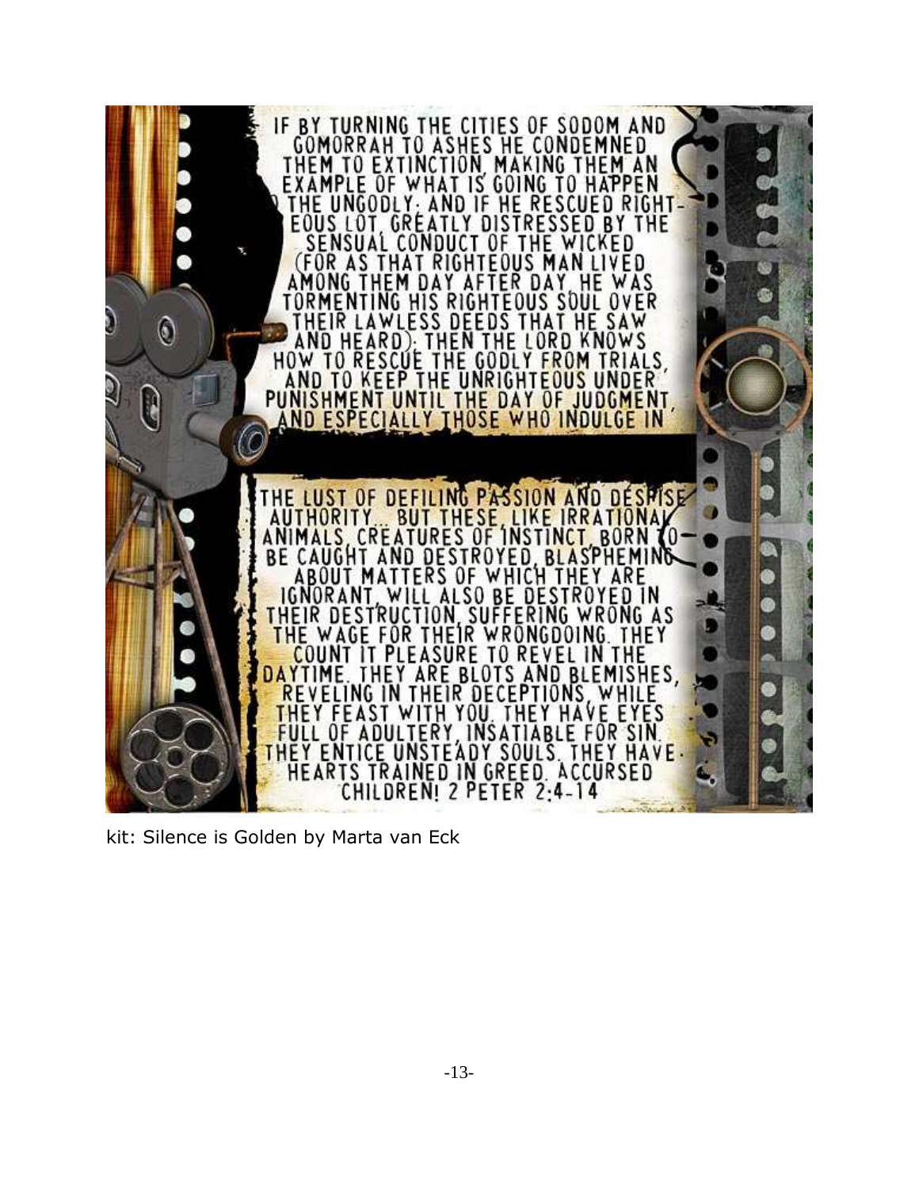IF BY TURNING THE CITIES OF SODOM AND GOMORRAH TO ASHES HE CONDEMNED THEM TO EXTINCTION, MAKING THEM AN EXAMPLE OF WHAT IS GOING TO HAPPEN TO THE UNGODLY; AND IF HE RESCUED RIGHTEOUS LOT, GREATLY DISTRESSED BY THE SENSUAL CONDUCT OF THE WICKED (FOR AS THAT RIGHTEOUS MAN LIVED AMONG THEM DAY AFTER DAY, HE WAS TORMENTING HIS RIGHTEOUS SOUL OVER THEIR LAWLESS DEEDS THAT HE SAW AND HEARD); THEN THE LORD KNOWS HOW TO RESCUE THE GODLY FROM TRIALS, AND TO KEEP THE UNRIGHTEOUS UNDER PUNISHMENT UNTIL THE DAY OF JUDGMENT, AND ESPECIALLY THOSE WHO INDULGE IN

THE LUST OF DEFILING PASSION AND DESPISE AUTHORITY... BUT THESE, LIKE IRRATIONAL ANIMALS, CREATURES OF INSTINCT, BORN TO BE CAUGHT AND DESTROYED, BLASPHEMING ABOUT MATTERS OF WHICH THEY ARE IGNORANT, WILL ALSO BE DESTROYED IN THEIR DESTRUCTION, SUFFERING WRONG AS THE WAGE FOR THEIR WRONGDOING. THEY COUNT IT PLEASURE TO REVEL IN THE DAYTIME. THEY ARE BLOTS AND BLEMISHES, REVELING IN THEIR DECEPTIONS, WHILE THEY FEAST WITH YOU. THEY HAVE EYES FULL OF ADULTERY, INSATIABLE FOR SIN. THEY ENTICE UNSTEADY SOULS. THEY HAVE HEARTS TRAINED IN GREED. ACCURSED CHILDREN! 2 PETER 2:4-14

kit: Silence is Golden by Marta van Eck